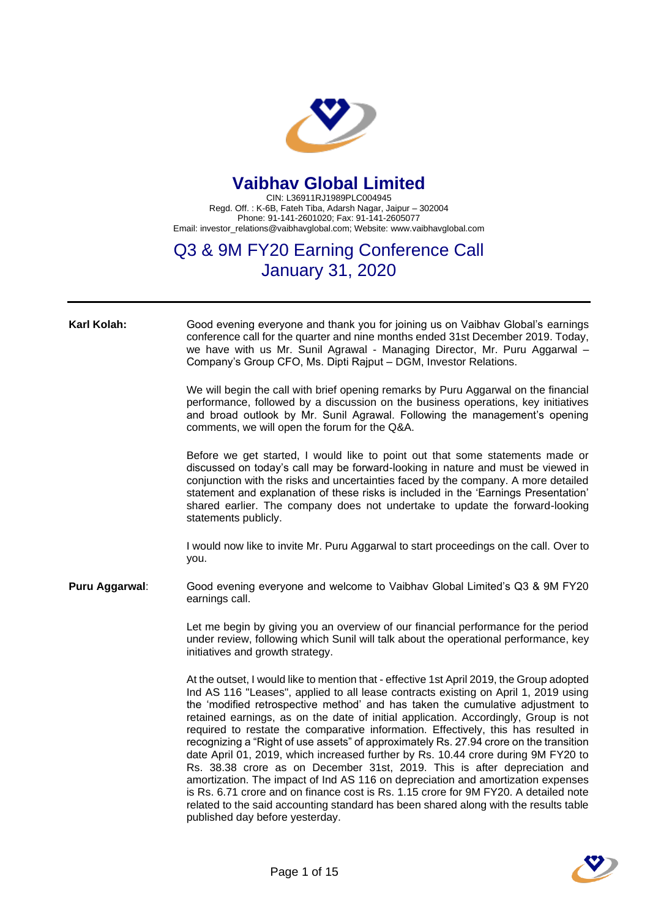# Vaibhav Global Limited

CIN: L36911RJ1989PLC004945
Regd. Off. : K-6B, Fateh Tiba, Adarsh Nagar, Jaipur – 302004
Phone: 91-141-2601020; Fax: 91-141-2605077
Email: investor_relations@vaibhavglobal.com; Website: www.vaibhavglobal.com

## Q3 & 9M FY20 Earning Conference Call
## January 31, 2020

---

**Karl Kolah:** Good evening everyone and thank you for joining us on Vaibhav Global's earnings conference call for the quarter and nine months ended 31st December 2019. Today, we have with us Mr. Sunil Agrawal - Managing Director, Mr. Puru Aggarwal – Company's Group CFO, Ms. Dipti Rajput – DGM, Investor Relations.

We will begin the call with brief opening remarks by Puru Aggarwal on the financial performance, followed by a discussion on the business operations, key initiatives and broad outlook by Mr. Sunil Agrawal. Following the management's opening comments, we will open the forum for the Q&A.

Before we get started, I would like to point out that some statements made or discussed on today's call may be forward-looking in nature and must be viewed in conjunction with the risks and uncertainties faced by the company. A more detailed statement and explanation of these risks is included in the 'Earnings Presentation' shared earlier. The company does not undertake to update the forward-looking statements publicly.

I would now like to invite Mr. Puru Aggarwal to start proceedings on the call. Over to you.

**Puru Aggarwal**: Good evening everyone and welcome to Vaibhav Global Limited's Q3 & 9M FY20 earnings call.

Let me begin by giving you an overview of our financial performance for the period under review, following which Sunil will talk about the operational performance, key initiatives and growth strategy.

At the outset, I would like to mention that - effective 1st April 2019, the Group adopted Ind AS 116 "Leases", applied to all lease contracts existing on April 1, 2019 using the 'modified retrospective method' and has taken the cumulative adjustment to retained earnings, as on the date of initial application. Accordingly, Group is not required to restate the comparative information. Effectively, this has resulted in recognizing a "Right of use assets" of approximately Rs. 27.94 crore on the transition date April 01, 2019, which increased further by Rs. 10.44 crore during 9M FY20 to Rs. 38.38 crore as on December 31st, 2019. This is after depreciation and amortization. The impact of Ind AS 116 on depreciation and amortization expenses is Rs. 6.71 crore and on finance cost is Rs. 1.15 crore for 9M FY20. A detailed note related to the said accounting standard has been shared along with the results table published day before yesterday.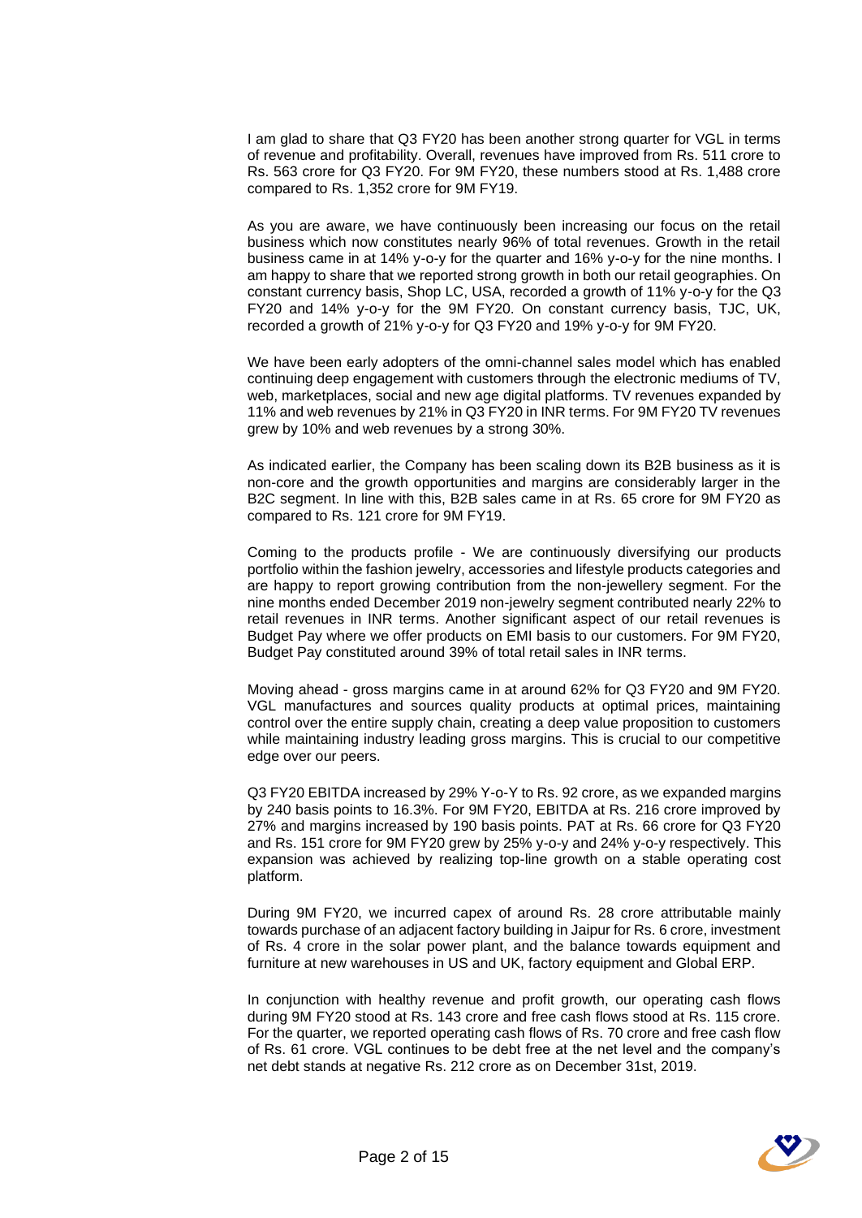I am glad to share that Q3 FY20 has been another strong quarter for VGL in terms of revenue and profitability. Overall, revenues have improved from Rs. 511 crore to Rs. 563 crore for Q3 FY20. For 9M FY20, these numbers stood at Rs. 1,488 crore compared to Rs. 1,352 crore for 9M FY19.

As you are aware, we have continuously been increasing our focus on the retail business which now constitutes nearly 96% of total revenues. Growth in the retail business came in at 14% y-o-y for the quarter and 16% y-o-y for the nine months. I am happy to share that we reported strong growth in both our retail geographies. On constant currency basis, Shop LC, USA, recorded a growth of 11% y-o-y for the Q3 FY20 and 14% y-o-y for the 9M FY20. On constant currency basis, TJC, UK, recorded a growth of 21% y-o-y for Q3 FY20 and 19% y-o-y for 9M FY20.

We have been early adopters of the omni-channel sales model which has enabled continuing deep engagement with customers through the electronic mediums of TV, web, marketplaces, social and new age digital platforms. TV revenues expanded by 11% and web revenues by 21% in Q3 FY20 in INR terms. For 9M FY20 TV revenues grew by 10% and web revenues by a strong 30%.

As indicated earlier, the Company has been scaling down its B2B business as it is non-core and the growth opportunities and margins are considerably larger in the B2C segment. In line with this, B2B sales came in at Rs. 65 crore for 9M FY20 as compared to Rs. 121 crore for 9M FY19.

Coming to the products profile - We are continuously diversifying our products portfolio within the fashion jewelry, accessories and lifestyle products categories and are happy to report growing contribution from the non-jewellery segment. For the nine months ended December 2019 non-jewelry segment contributed nearly 22% to retail revenues in INR terms. Another significant aspect of our retail revenues is Budget Pay where we offer products on EMI basis to our customers. For 9M FY20, Budget Pay constituted around 39% of total retail sales in INR terms.

Moving ahead - gross margins came in at around 62% for Q3 FY20 and 9M FY20. VGL manufactures and sources quality products at optimal prices, maintaining control over the entire supply chain, creating a deep value proposition to customers while maintaining industry leading gross margins. This is crucial to our competitive edge over our peers.

Q3 FY20 EBITDA increased by 29% Y-o-Y to Rs. 92 crore, as we expanded margins by 240 basis points to 16.3%. For 9M FY20, EBITDA at Rs. 216 crore improved by 27% and margins increased by 190 basis points. PAT at Rs. 66 crore for Q3 FY20 and Rs. 151 crore for 9M FY20 grew by 25% y-o-y and 24% y-o-y respectively. This expansion was achieved by realizing top-line growth on a stable operating cost platform.

During 9M FY20, we incurred capex of around Rs. 28 crore attributable mainly towards purchase of an adjacent factory building in Jaipur for Rs. 6 crore, investment of Rs. 4 crore in the solar power plant, and the balance towards equipment and furniture at new warehouses in US and UK, factory equipment and Global ERP.

In conjunction with healthy revenue and profit growth, our operating cash flows during 9M FY20 stood at Rs. 143 crore and free cash flows stood at Rs. 115 crore. For the quarter, we reported operating cash flows of Rs. 70 crore and free cash flow of Rs. 61 crore. VGL continues to be debt free at the net level and the company's net debt stands at negative Rs. 212 crore as on December 31st, 2019.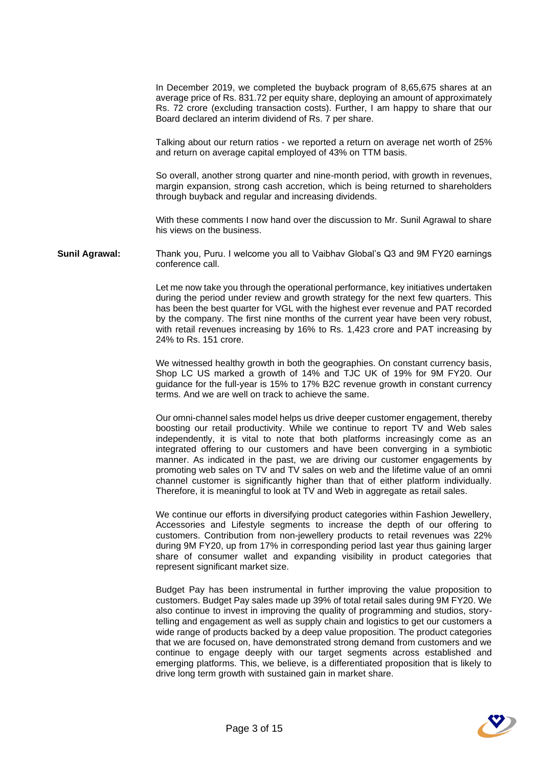In December 2019, we completed the buyback program of 8,65,675 shares at an average price of Rs. 831.72 per equity share, deploying an amount of approximately Rs. 72 crore (excluding transaction costs). Further, I am happy to share that our Board declared an interim dividend of Rs. 7 per share.

Talking about our return ratios - we reported a return on average net worth of 25% and return on average capital employed of 43% on TTM basis.

So overall, another strong quarter and nine-month period, with growth in revenues, margin expansion, strong cash accretion, which is being returned to shareholders through buyback and regular and increasing dividends.

With these comments I now hand over the discussion to Mr. Sunil Agrawal to share his views on the business.

**Sunil Agrawal:** Thank you, Puru. I welcome you all to Vaibhav Global's Q3 and 9M FY20 earnings conference call.

Let me now take you through the operational performance, key initiatives undertaken during the period under review and growth strategy for the next few quarters. This has been the best quarter for VGL with the highest ever revenue and PAT recorded by the company. The first nine months of the current year have been very robust, with retail revenues increasing by 16% to Rs. 1,423 crore and PAT increasing by 24% to Rs. 151 crore.

We witnessed healthy growth in both the geographies. On constant currency basis, Shop LC US marked a growth of 14% and TJC UK of 19% for 9M FY20. Our guidance for the full-year is 15% to 17% B2C revenue growth in constant currency terms. And we are well on track to achieve the same.

Our omni-channel sales model helps us drive deeper customer engagement, thereby boosting our retail productivity. While we continue to report TV and Web sales independently, it is vital to note that both platforms increasingly come as an integrated offering to our customers and have been converging in a symbiotic manner. As indicated in the past, we are driving our customer engagements by promoting web sales on TV and TV sales on web and the lifetime value of an omni channel customer is significantly higher than that of either platform individually. Therefore, it is meaningful to look at TV and Web in aggregate as retail sales.

We continue our efforts in diversifying product categories within Fashion Jewellery, Accessories and Lifestyle segments to increase the depth of our offering to customers. Contribution from non-jewellery products to retail revenues was 22% during 9M FY20, up from 17% in corresponding period last year thus gaining larger share of consumer wallet and expanding visibility in product categories that represent significant market size.

Budget Pay has been instrumental in further improving the value proposition to customers. Budget Pay sales made up 39% of total retail sales during 9M FY20. We also continue to invest in improving the quality of programming and studios, story-telling and engagement as well as supply chain and logistics to get our customers a wide range of products backed by a deep value proposition. The product categories that we are focused on, have demonstrated strong demand from customers and we continue to engage deeply with our target segments across established and emerging platforms. This, we believe, is a differentiated proposition that is likely to drive long term growth with sustained gain in market share.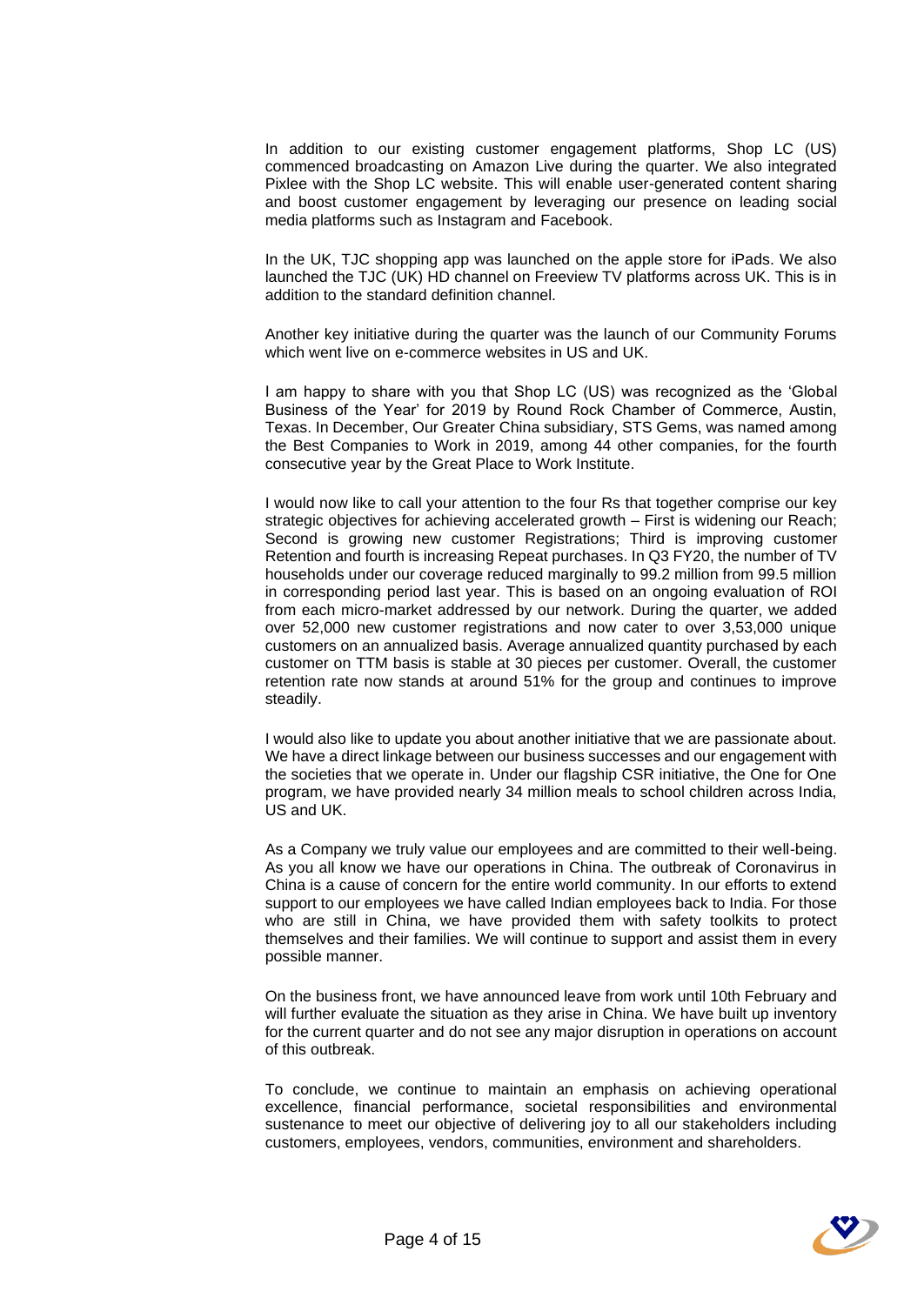In addition to our existing customer engagement platforms, Shop LC (US) commenced broadcasting on Amazon Live during the quarter. We also integrated Pixlee with the Shop LC website. This will enable user-generated content sharing and boost customer engagement by leveraging our presence on leading social media platforms such as Instagram and Facebook.

In the UK, TJC shopping app was launched on the apple store for iPads. We also launched the TJC (UK) HD channel on Freeview TV platforms across UK. This is in addition to the standard definition channel.

Another key initiative during the quarter was the launch of our Community Forums which went live on e-commerce websites in US and UK.

I am happy to share with you that Shop LC (US) was recognized as the 'Global Business of the Year' for 2019 by Round Rock Chamber of Commerce, Austin, Texas. In December, Our Greater China subsidiary, STS Gems, was named among the Best Companies to Work in 2019, among 44 other companies, for the fourth consecutive year by the Great Place to Work Institute.

I would now like to call your attention to the four Rs that together comprise our key strategic objectives for achieving accelerated growth – First is widening our Reach; Second is growing new customer Registrations; Third is improving customer Retention and fourth is increasing Repeat purchases. In Q3 FY20, the number of TV households under our coverage reduced marginally to 99.2 million from 99.5 million in corresponding period last year. This is based on an ongoing evaluation of ROI from each micro-market addressed by our network. During the quarter, we added over 52,000 new customer registrations and now cater to over 3,53,000 unique customers on an annualized basis. Average annualized quantity purchased by each customer on TTM basis is stable at 30 pieces per customer. Overall, the customer retention rate now stands at around 51% for the group and continues to improve steadily.

I would also like to update you about another initiative that we are passionate about. We have a direct linkage between our business successes and our engagement with the societies that we operate in. Under our flagship CSR initiative, the One for One program, we have provided nearly 34 million meals to school children across India, US and UK.

As a Company we truly value our employees and are committed to their well-being. As you all know we have our operations in China. The outbreak of Coronavirus in China is a cause of concern for the entire world community. In our efforts to extend support to our employees we have called Indian employees back to India. For those who are still in China, we have provided them with safety toolkits to protect themselves and their families. We will continue to support and assist them in every possible manner.

On the business front, we have announced leave from work until 10th February and will further evaluate the situation as they arise in China. We have built up inventory for the current quarter and do not see any major disruption in operations on account of this outbreak.

To conclude, we continue to maintain an emphasis on achieving operational excellence, financial performance, societal responsibilities and environmental sustenance to meet our objective of delivering joy to all our stakeholders including customers, employees, vendors, communities, environment and shareholders.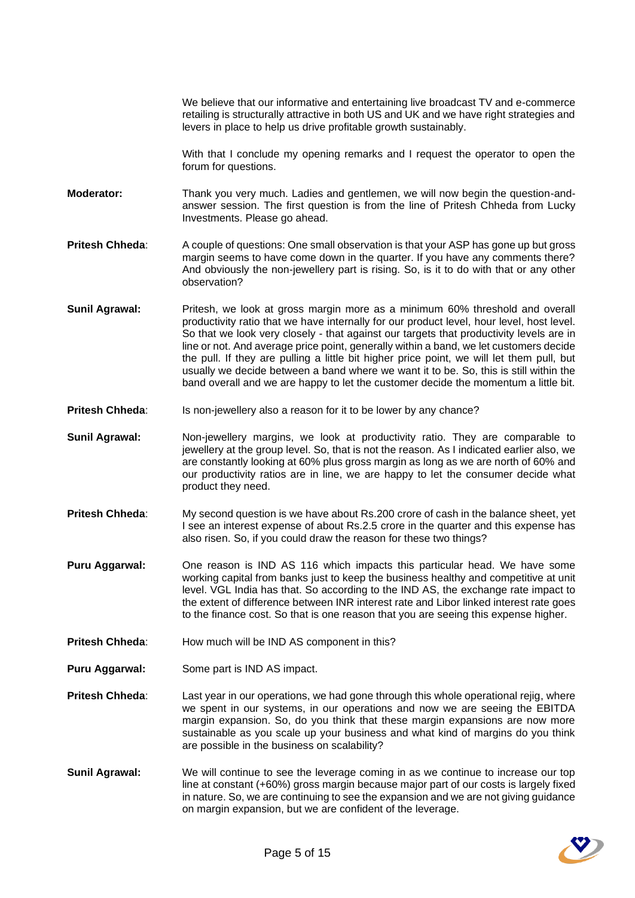We believe that our informative and entertaining live broadcast TV and e-commerce retailing is structurally attractive in both US and UK and we have right strategies and levers in place to help us drive profitable growth sustainably.

With that I conclude my opening remarks and I request the operator to open the forum for questions.

**Moderator:** Thank you very much. Ladies and gentlemen, we will now begin the question-and-answer session. The first question is from the line of Pritesh Chheda from Lucky Investments. Please go ahead.

**Pritesh Chheda**: A couple of questions: One small observation is that your ASP has gone up but gross margin seems to have come down in the quarter. If you have any comments there? And obviously the non-jewellery part is rising. So, is it to do with that or any other observation?

**Sunil Agrawal:** Pritesh, we look at gross margin more as a minimum 60% threshold and overall productivity ratio that we have internally for our product level, hour level, host level. So that we look very closely - that against our targets that productivity levels are in line or not. And average price point, generally within a band, we let customers decide the pull. If they are pulling a little bit higher price point, we will let them pull, but usually we decide between a band where we want it to be. So, this is still within the band overall and we are happy to let the customer decide the momentum a little bit.

**Pritesh Chheda**: Is non-jewellery also a reason for it to be lower by any chance?

**Sunil Agrawal:** Non-jewellery margins, we look at productivity ratio. They are comparable to jewellery at the group level. So, that is not the reason. As I indicated earlier also, we are constantly looking at 60% plus gross margin as long as we are north of 60% and our productivity ratios are in line, we are happy to let the consumer decide what product they need.

**Pritesh Chheda**: My second question is we have about Rs.200 crore of cash in the balance sheet, yet I see an interest expense of about Rs.2.5 crore in the quarter and this expense has also risen. So, if you could draw the reason for these two things?

**Puru Aggarwal:** One reason is IND AS 116 which impacts this particular head. We have some working capital from banks just to keep the business healthy and competitive at unit level. VGL India has that. So according to the IND AS, the exchange rate impact to the extent of difference between INR interest rate and Libor linked interest rate goes to the finance cost. So that is one reason that you are seeing this expense higher.

**Pritesh Chheda**: How much will be IND AS component in this?

**Puru Aggarwal:** Some part is IND AS impact.

**Pritesh Chheda**: Last year in our operations, we had gone through this whole operational rejig, where we spent in our systems, in our operations and now we are seeing the EBITDA margin expansion. So, do you think that these margin expansions are now more sustainable as you scale up your business and what kind of margins do you think are possible in the business on scalability?

**Sunil Agrawal:** We will continue to see the leverage coming in as we continue to increase our top line at constant (+60%) gross margin because major part of our costs is largely fixed in nature. So, we are continuing to see the expansion and we are not giving guidance on margin expansion, but we are confident of the leverage.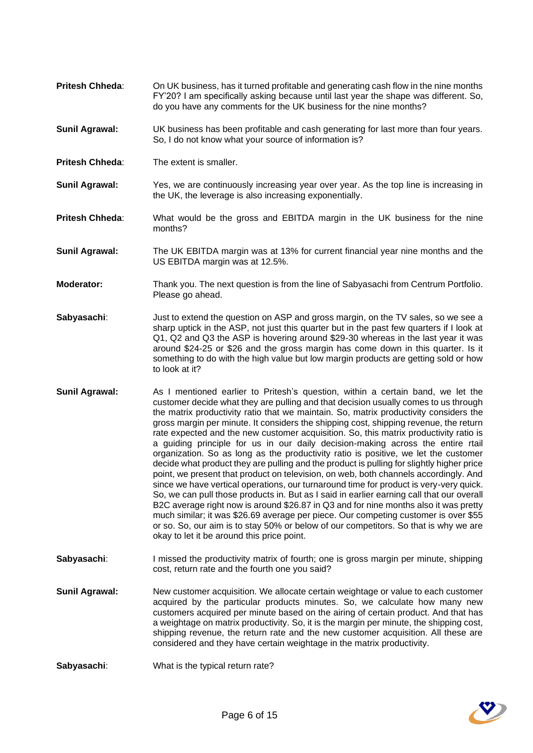**Pritesh Chheda**: On UK business, has it turned profitable and generating cash flow in the nine months FY'20? I am specifically asking because until last year the shape was different. So, do you have any comments for the UK business for the nine months?

**Sunil Agrawal:** UK business has been profitable and cash generating for last more than four years. So, I do not know what your source of information is?

**Pritesh Chheda**: The extent is smaller.

**Sunil Agrawal:** Yes, we are continuously increasing year over year. As the top line is increasing in the UK, the leverage is also increasing exponentially.

**Pritesh Chheda**: What would be the gross and EBITDA margin in the UK business for the nine months?

**Sunil Agrawal:** The UK EBITDA margin was at 13% for current financial year nine months and the US EBITDA margin was at 12.5%.

**Moderator:** Thank you. The next question is from the line of Sabyasachi from Centrum Portfolio. Please go ahead.

**Sabyasachi**: Just to extend the question on ASP and gross margin, on the TV sales, so we see a sharp uptick in the ASP, not just this quarter but in the past few quarters if I look at Q1, Q2 and Q3 the ASP is hovering around $29-30 whereas in the last year it was around $24-25 or $26 and the gross margin has come down in this quarter. Is it something to do with the high value but low margin products are getting sold or how to look at it?

**Sunil Agrawal:** As I mentioned earlier to Pritesh's question, within a certain band, we let the customer decide what they are pulling and that decision usually comes to us through the matrix productivity ratio that we maintain. So, matrix productivity considers the gross margin per minute. It considers the shipping cost, shipping revenue, the return rate expected and the new customer acquisition. So, this matrix productivity ratio is a guiding principle for us in our daily decision-making across the entire rtail organization. So as long as the productivity ratio is positive, we let the customer decide what product they are pulling and the product is pulling for slightly higher price point, we present that product on television, on web, both channels accordingly. And since we have vertical operations, our turnaround time for product is very-very quick. So, we can pull those products in. But as I said in earlier earning call that our overall B2C average right now is around $26.87 in Q3 and for nine months also it was pretty much similar; it was $26.69 average per piece. Our competing customer is over $55 or so. So, our aim is to stay 50% or below of our competitors. So that is why we are okay to let it be around this price point.

**Sabyasachi**: I missed the productivity matrix of fourth; one is gross margin per minute, shipping cost, return rate and the fourth one you said?

**Sunil Agrawal:** New customer acquisition. We allocate certain weightage or value to each customer acquired by the particular products minutes. So, we calculate how many new customers acquired per minute based on the airing of certain product. And that has a weightage on matrix productivity. So, it is the margin per minute, the shipping cost, shipping revenue, the return rate and the new customer acquisition. All these are considered and they have certain weightage in the matrix productivity.

**Sabyasachi**: What is the typical return rate?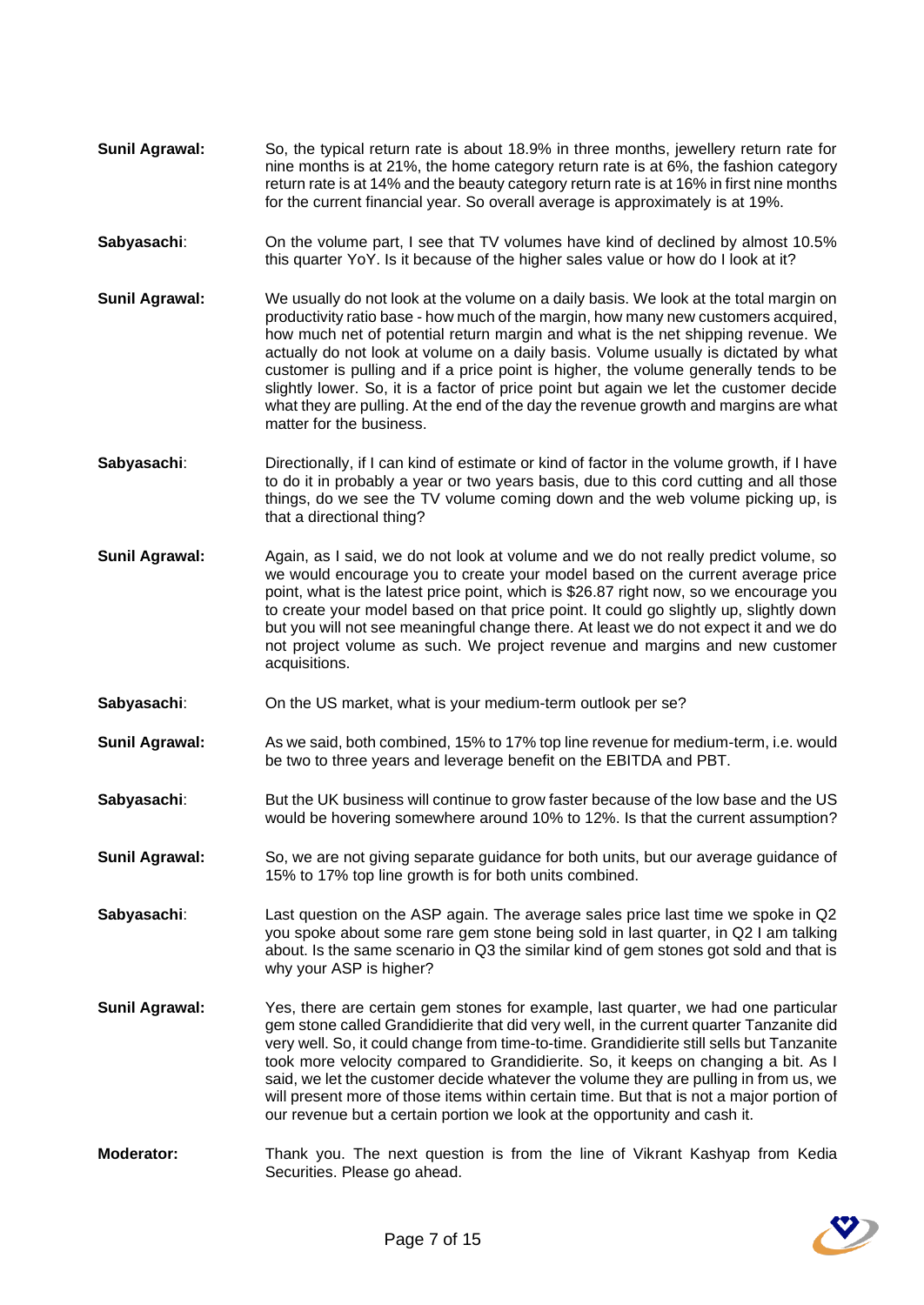**Sunil Agrawal:** So, the typical return rate is about 18.9% in three months, jewellery return rate for nine months is at 21%, the home category return rate is at 6%, the fashion category return rate is at 14% and the beauty category return rate is at 16% in first nine months for the current financial year. So overall average is approximately is at 19%.

**Sabyasachi**: On the volume part, I see that TV volumes have kind of declined by almost 10.5% this quarter YoY. Is it because of the higher sales value or how do I look at it?

**Sunil Agrawal:** We usually do not look at the volume on a daily basis. We look at the total margin on productivity ratio base - how much of the margin, how many new customers acquired, how much net of potential return margin and what is the net shipping revenue. We actually do not look at volume on a daily basis. Volume usually is dictated by what customer is pulling and if a price point is higher, the volume generally tends to be slightly lower. So, it is a factor of price point but again we let the customer decide what they are pulling. At the end of the day the revenue growth and margins are what matter for the business.

**Sabyasachi**: Directionally, if I can kind of estimate or kind of factor in the volume growth, if I have to do it in probably a year or two years basis, due to this cord cutting and all those things, do we see the TV volume coming down and the web volume picking up, is that a directional thing?

**Sunil Agrawal:** Again, as I said, we do not look at volume and we do not really predict volume, so we would encourage you to create your model based on the current average price point, what is the latest price point, which is $26.87 right now, so we encourage you to create your model based on that price point. It could go slightly up, slightly down but you will not see meaningful change there. At least we do not expect it and we do not project volume as such. We project revenue and margins and new customer acquisitions.

**Sabyasachi**: On the US market, what is your medium-term outlook per se?

**Sunil Agrawal:** As we said, both combined, 15% to 17% top line revenue for medium-term, i.e. would be two to three years and leverage benefit on the EBITDA and PBT.

**Sabyasachi**: But the UK business will continue to grow faster because of the low base and the US would be hovering somewhere around 10% to 12%. Is that the current assumption?

**Sunil Agrawal:** So, we are not giving separate guidance for both units, but our average guidance of 15% to 17% top line growth is for both units combined.

**Sabyasachi**: Last question on the ASP again. The average sales price last time we spoke in Q2 you spoke about some rare gem stone being sold in last quarter, in Q2 I am talking about. Is the same scenario in Q3 the similar kind of gem stones got sold and that is why your ASP is higher?

**Sunil Agrawal:** Yes, there are certain gem stones for example, last quarter, we had one particular gem stone called Grandidierite that did very well, in the current quarter Tanzanite did very well. So, it could change from time-to-time. Grandidierite still sells but Tanzanite took more velocity compared to Grandidierite. So, it keeps on changing a bit. As I said, we let the customer decide whatever the volume they are pulling in from us, we will present more of those items within certain time. But that is not a major portion of our revenue but a certain portion we look at the opportunity and cash it.

**Moderator:** Thank you. The next question is from the line of Vikrant Kashyap from Kedia Securities. Please go ahead.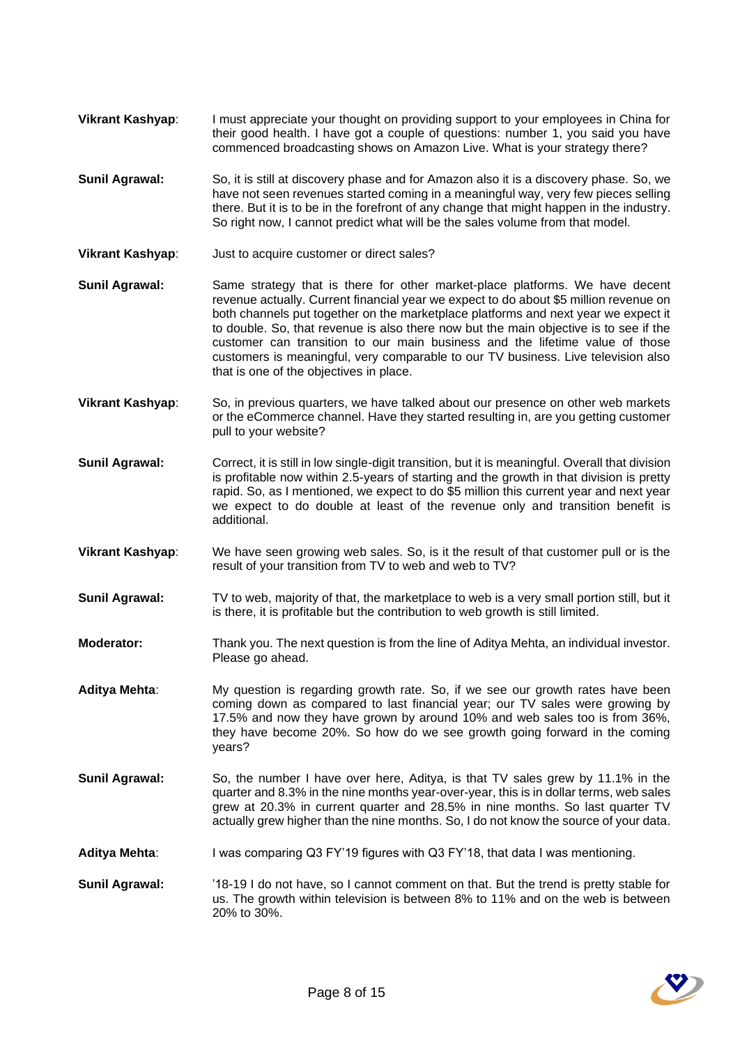**Vikrant Kashyap**: I must appreciate your thought on providing support to your employees in China for their good health. I have got a couple of questions: number 1, you said you have commenced broadcasting shows on Amazon Live. What is your strategy there?

**Sunil Agrawal:** So, it is still at discovery phase and for Amazon also it is a discovery phase. So, we have not seen revenues started coming in a meaningful way, very few pieces selling there. But it is to be in the forefront of any change that might happen in the industry. So right now, I cannot predict what will be the sales volume from that model.

**Vikrant Kashyap**: Just to acquire customer or direct sales?

**Sunil Agrawal:** Same strategy that is there for other market-place platforms. We have decent revenue actually. Current financial year we expect to do about $5 million revenue on both channels put together on the marketplace platforms and next year we expect it to double. So, that revenue is also there now but the main objective is to see if the customer can transition to our main business and the lifetime value of those customers is meaningful, very comparable to our TV business. Live television also that is one of the objectives in place.

**Vikrant Kashyap**: So, in previous quarters, we have talked about our presence on other web markets or the eCommerce channel. Have they started resulting in, are you getting customer pull to your website?

**Sunil Agrawal:** Correct, it is still in low single-digit transition, but it is meaningful. Overall that division is profitable now within 2.5-years of starting and the growth in that division is pretty rapid. So, as I mentioned, we expect to do $5 million this current year and next year we expect to do double at least of the revenue only and transition benefit is additional.

**Vikrant Kashyap**: We have seen growing web sales. So, is it the result of that customer pull or is the result of your transition from TV to web and web to TV?

**Sunil Agrawal:** TV to web, majority of that, the marketplace to web is a very small portion still, but it is there, it is profitable but the contribution to web growth is still limited.

**Moderator:** Thank you. The next question is from the line of Aditya Mehta, an individual investor. Please go ahead.

**Aditya Mehta**: My question is regarding growth rate. So, if we see our growth rates have been coming down as compared to last financial year; our TV sales were growing by 17.5% and now they have grown by around 10% and web sales too is from 36%, they have become 20%. So how do we see growth going forward in the coming years?

**Sunil Agrawal:** So, the number I have over here, Aditya, is that TV sales grew by 11.1% in the quarter and 8.3% in the nine months year-over-year, this is in dollar terms, web sales grew at 20.3% in current quarter and 28.5% in nine months. So last quarter TV actually grew higher than the nine months. So, I do not know the source of your data.

**Aditya Mehta**: I was comparing Q3 FY'19 figures with Q3 FY'18, that data I was mentioning.

**Sunil Agrawal:** '18-19 I do not have, so I cannot comment on that. But the trend is pretty stable for us. The growth within television is between 8% to 11% and on the web is between 20% to 30%.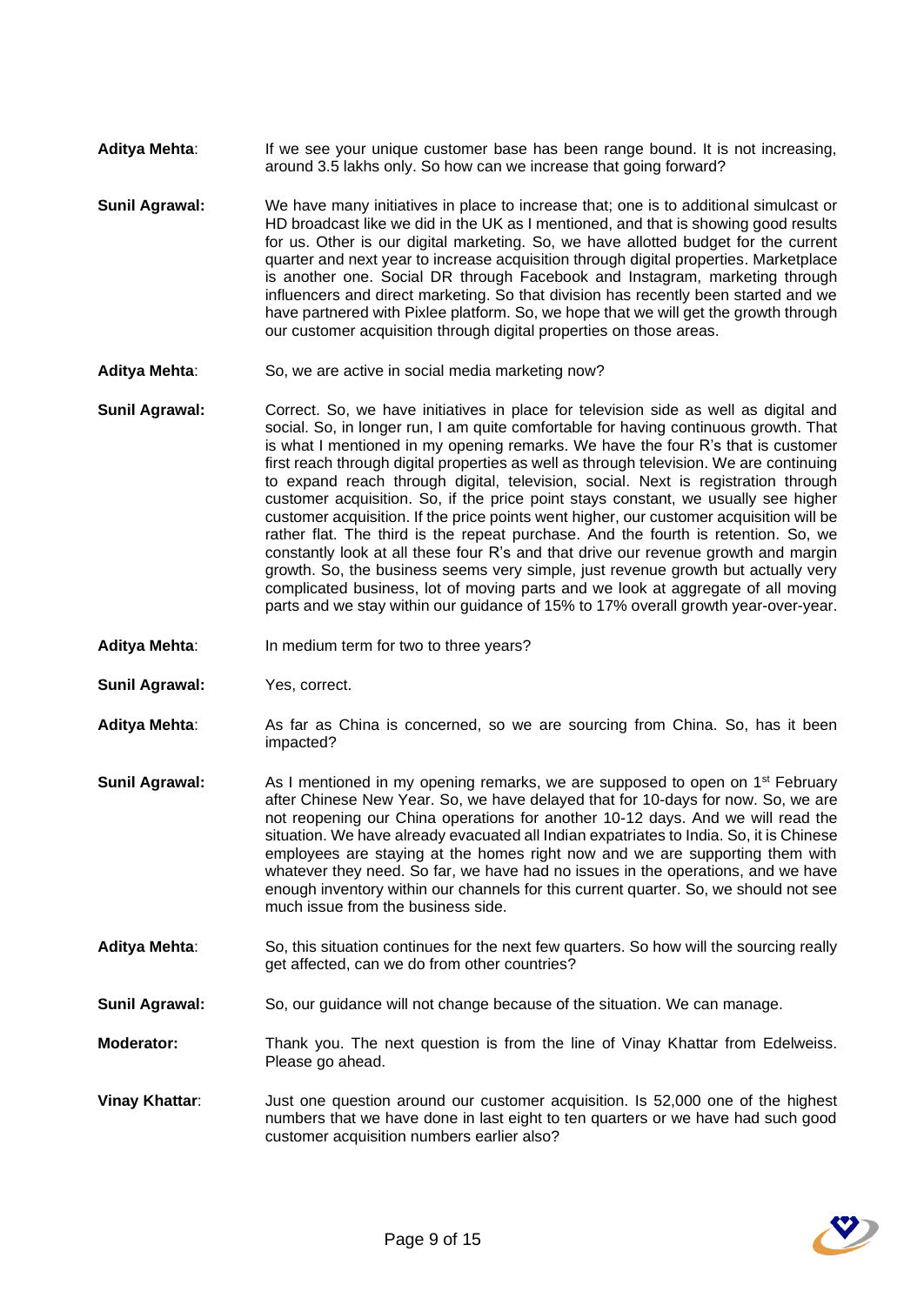**Aditya Mehta**: If we see your unique customer base has been range bound. It is not increasing, around 3.5 lakhs only. So how can we increase that going forward?

**Sunil Agrawal:** We have many initiatives in place to increase that; one is to additional simulcast or HD broadcast like we did in the UK as I mentioned, and that is showing good results for us. Other is our digital marketing. So, we have allotted budget for the current quarter and next year to increase acquisition through digital properties. Marketplace is another one. Social DR through Facebook and Instagram, marketing through influencers and direct marketing. So that division has recently been started and we have partnered with Pixlee platform. So, we hope that we will get the growth through our customer acquisition through digital properties on those areas.

**Aditya Mehta**: So, we are active in social media marketing now?

**Sunil Agrawal:** Correct. So, we have initiatives in place for television side as well as digital and social. So, in longer run, I am quite comfortable for having continuous growth. That is what I mentioned in my opening remarks. We have the four R's that is customer first reach through digital properties as well as through television. We are continuing to expand reach through digital, television, social. Next is registration through customer acquisition. So, if the price point stays constant, we usually see higher customer acquisition. If the price points went higher, our customer acquisition will be rather flat. The third is the repeat purchase. And the fourth is retention. So, we constantly look at all these four R's and that drive our revenue growth and margin growth. So, the business seems very simple, just revenue growth but actually very complicated business, lot of moving parts and we look at aggregate of all moving parts and we stay within our guidance of 15% to 17% overall growth year-over-year.

**Aditya Mehta**: In medium term for two to three years?

**Sunil Agrawal:** Yes, correct.

**Aditya Mehta**: As far as China is concerned, so we are sourcing from China. So, has it been impacted?

**Sunil Agrawal:** As I mentioned in my opening remarks, we are supposed to open on 1st February after Chinese New Year. So, we have delayed that for 10-days for now. So, we are not reopening our China operations for another 10-12 days. And we will read the situation. We have already evacuated all Indian expatriates to India. So, it is Chinese employees are staying at the homes right now and we are supporting them with whatever they need. So far, we have had no issues in the operations, and we have enough inventory within our channels for this current quarter. So, we should not see much issue from the business side.

**Aditya Mehta**: So, this situation continues for the next few quarters. So how will the sourcing really get affected, can we do from other countries?

**Sunil Agrawal:** So, our guidance will not change because of the situation. We can manage.

**Moderator:** Thank you. The next question is from the line of Vinay Khattar from Edelweiss. Please go ahead.

**Vinay Khattar**: Just one question around our customer acquisition. Is 52,000 one of the highest numbers that we have done in last eight to ten quarters or we have had such good customer acquisition numbers earlier also?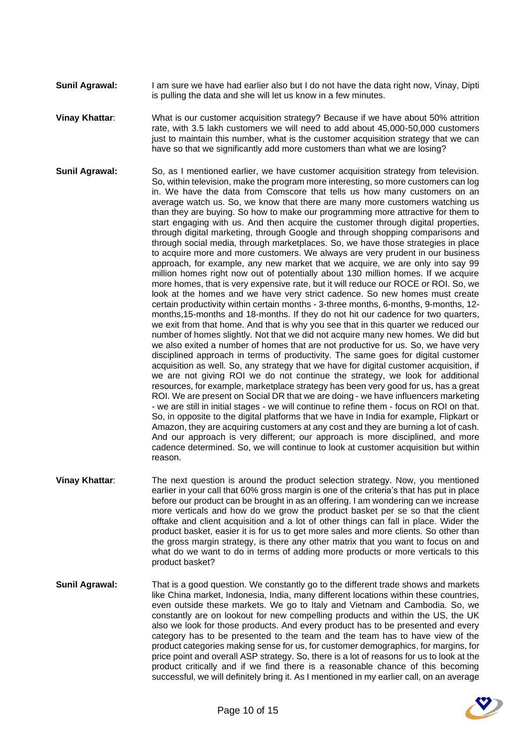**Sunil Agrawal:** I am sure we have had earlier also but I do not have the data right now, Vinay, Dipti is pulling the data and she will let us know in a few minutes.

**Vinay Khattar**: What is our customer acquisition strategy? Because if we have about 50% attrition rate, with 3.5 lakh customers we will need to add about 45,000-50,000 customers just to maintain this number, what is the customer acquisition strategy that we can have so that we significantly add more customers than what we are losing?

**Sunil Agrawal:** So, as I mentioned earlier, we have customer acquisition strategy from television. So, within television, make the program more interesting, so more customers can log in. We have the data from Comscore that tells us how many customers on an average watch us. So, we know that there are many more customers watching us than they are buying. So how to make our programming more attractive for them to start engaging with us. And then acquire the customer through digital properties, through digital marketing, through Google and through shopping comparisons and through social media, through marketplaces. So, we have those strategies in place to acquire more and more customers. We always are very prudent in our business approach, for example, any new market that we acquire, we are only into say 99 million homes right now out of potentially about 130 million homes. If we acquire more homes, that is very expensive rate, but it will reduce our ROCE or ROI. So, we look at the homes and we have very strict cadence. So new homes must create certain productivity within certain months - 3-three months, 6-months, 9-months, 12-months,15-months and 18-months. If they do not hit our cadence for two quarters, we exit from that home. And that is why you see that in this quarter we reduced our number of homes slightly. Not that we did not acquire many new homes. We did but we also exited a number of homes that are not productive for us. So, we have very disciplined approach in terms of productivity. The same goes for digital customer acquisition as well. So, any strategy that we have for digital customer acquisition, if we are not giving ROI we do not continue the strategy, we look for additional resources, for example, marketplace strategy has been very good for us, has a great ROI. We are present on Social DR that we are doing - we have influencers marketing - we are still in initial stages - we will continue to refine them - focus on ROI on that. So, in opposite to the digital platforms that we have in India for example, Flipkart or Amazon, they are acquiring customers at any cost and they are burning a lot of cash. And our approach is very different; our approach is more disciplined, and more cadence determined. So, we will continue to look at customer acquisition but within reason.

**Vinay Khattar**: The next question is around the product selection strategy. Now, you mentioned earlier in your call that 60% gross margin is one of the criteria's that has put in place before our product can be brought in as an offering. I am wondering can we increase more verticals and how do we grow the product basket per se so that the client offtake and client acquisition and a lot of other things can fall in place. Wider the product basket, easier it is for us to get more sales and more clients. So other than the gross margin strategy, is there any other matrix that you want to focus on and what do we want to do in terms of adding more products or more verticals to this product basket?

**Sunil Agrawal:** That is a good question. We constantly go to the different trade shows and markets like China market, Indonesia, India, many different locations within these countries, even outside these markets. We go to Italy and Vietnam and Cambodia. So, we constantly are on lookout for new compelling products and within the US, the UK also we look for those products. And every product has to be presented and every category has to be presented to the team and the team has to have view of the product categories making sense for us, for customer demographics, for margins, for price point and overall ASP strategy. So, there is a lot of reasons for us to look at the product critically and if we find there is a reasonable chance of this becoming successful, we will definitely bring it. As I mentioned in my earlier call, on an average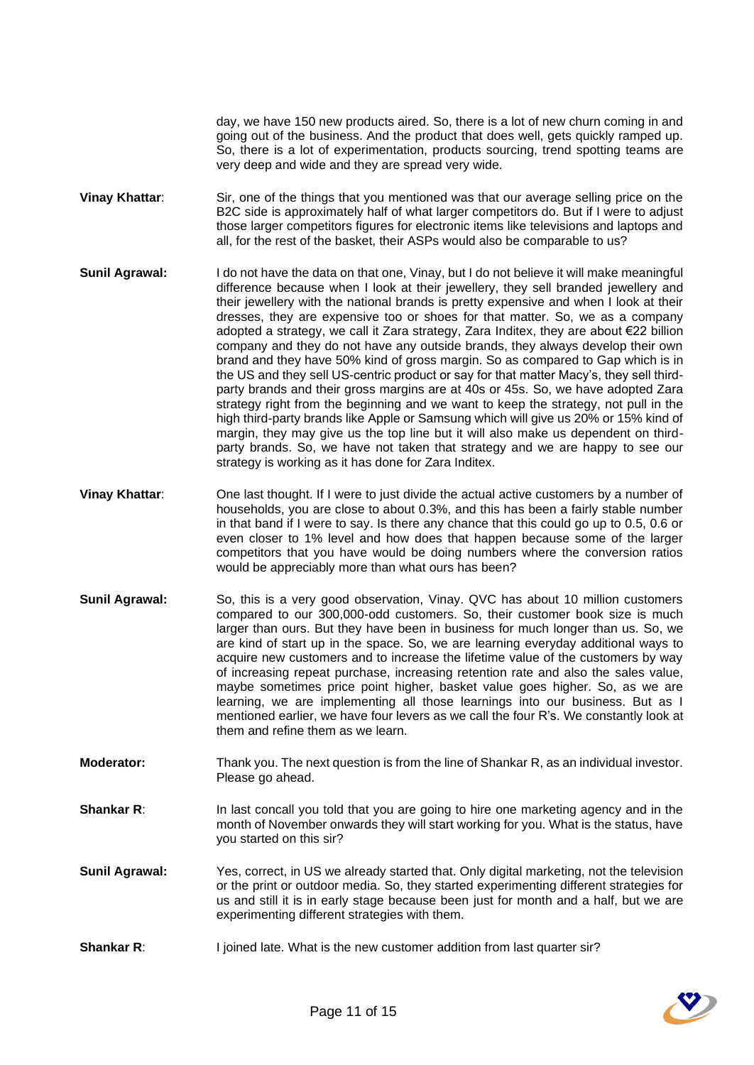day, we have 150 new products aired. So, there is a lot of new churn coming in and going out of the business. And the product that does well, gets quickly ramped up. So, there is a lot of experimentation, products sourcing, trend spotting teams are very deep and wide and they are spread very wide.

**Vinay Khattar**: Sir, one of the things that you mentioned was that our average selling price on the B2C side is approximately half of what larger competitors do. But if I were to adjust those larger competitors figures for electronic items like televisions and laptops and all, for the rest of the basket, their ASPs would also be comparable to us?

**Sunil Agrawal:** I do not have the data on that one, Vinay, but I do not believe it will make meaningful difference because when I look at their jewellery, they sell branded jewellery and their jewellery with the national brands is pretty expensive and when I look at their dresses, they are expensive too or shoes for that matter. So, we as a company adopted a strategy, we call it Zara strategy, Zara Inditex, they are about €22 billion company and they do not have any outside brands, they always develop their own brand and they have 50% kind of gross margin. So as compared to Gap which is in the US and they sell US-centric product or say for that matter Macy's, they sell third-party brands and their gross margins are at 40s or 45s. So, we have adopted Zara strategy right from the beginning and we want to keep the strategy, not pull in the high third-party brands like Apple or Samsung which will give us 20% or 15% kind of margin, they may give us the top line but it will also make us dependent on third-party brands. So, we have not taken that strategy and we are happy to see our strategy is working as it has done for Zara Inditex.

**Vinay Khattar**: One last thought. If I were to just divide the actual active customers by a number of households, you are close to about 0.3%, and this has been a fairly stable number in that band if I were to say. Is there any chance that this could go up to 0.5, 0.6 or even closer to 1% level and how does that happen because some of the larger competitors that you have would be doing numbers where the conversion ratios would be appreciably more than what ours has been?

**Sunil Agrawal:** So, this is a very good observation, Vinay. QVC has about 10 million customers compared to our 300,000-odd customers. So, their customer book size is much larger than ours. But they have been in business for much longer than us. So, we are kind of start up in the space. So, we are learning everyday additional ways to acquire new customers and to increase the lifetime value of the customers by way of increasing repeat purchase, increasing retention rate and also the sales value, maybe sometimes price point higher, basket value goes higher. So, as we are learning, we are implementing all those learnings into our business. But as I mentioned earlier, we have four levers as we call the four R's. We constantly look at them and refine them as we learn.

**Moderator:** Thank you. The next question is from the line of Shankar R, as an individual investor. Please go ahead.

**Shankar R**: In last concall you told that you are going to hire one marketing agency and in the month of November onwards they will start working for you. What is the status, have you started on this sir?

**Sunil Agrawal:** Yes, correct, in US we already started that. Only digital marketing, not the television or the print or outdoor media. So, they started experimenting different strategies for us and still it is in early stage because been just for month and a half, but we are experimenting different strategies with them.

**Shankar R**: I joined late. What is the new customer addition from last quarter sir?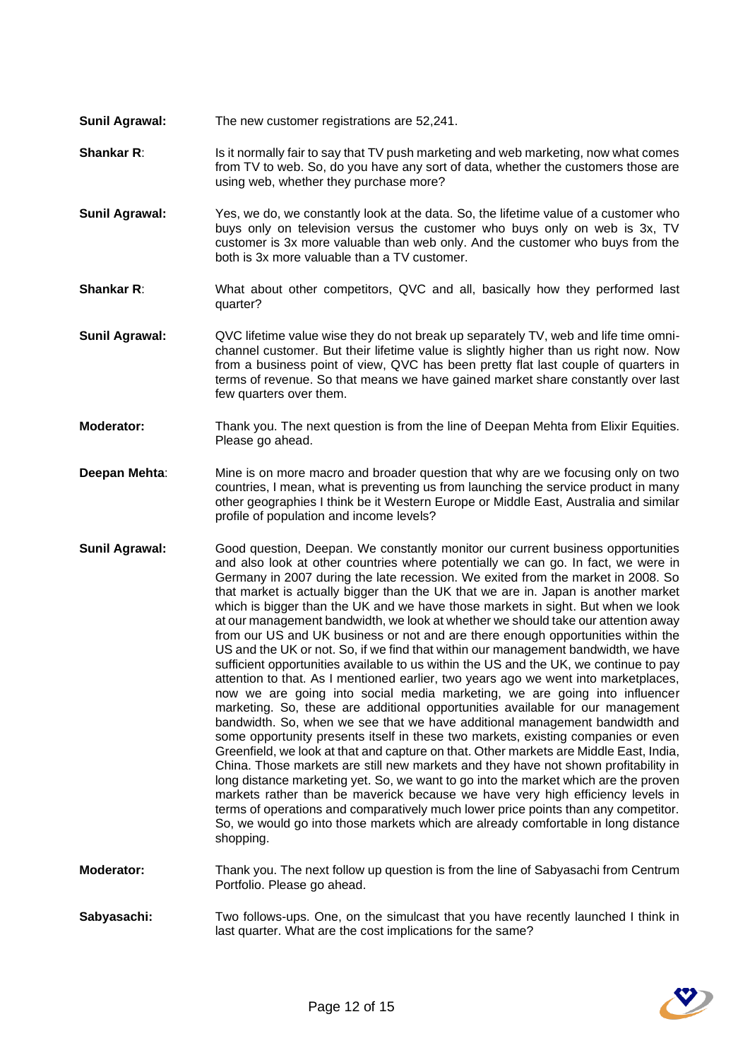**Sunil Agrawal:** The new customer registrations are 52,241.

**Shankar R**: Is it normally fair to say that TV push marketing and web marketing, now what comes from TV to web. So, do you have any sort of data, whether the customers those are using web, whether they purchase more?

**Sunil Agrawal:** Yes, we do, we constantly look at the data. So, the lifetime value of a customer who buys only on television versus the customer who buys only on web is 3x, TV customer is 3x more valuable than web only. And the customer who buys from the both is 3x more valuable than a TV customer.

**Shankar R**: What about other competitors, QVC and all, basically how they performed last quarter?

**Sunil Agrawal:** QVC lifetime value wise they do not break up separately TV, web and life time omni-channel customer. But their lifetime value is slightly higher than us right now. Now from a business point of view, QVC has been pretty flat last couple of quarters in terms of revenue. So that means we have gained market share constantly over last few quarters over them.

**Moderator:** Thank you. The next question is from the line of Deepan Mehta from Elixir Equities. Please go ahead.

**Deepan Mehta**: Mine is on more macro and broader question that why are we focusing only on two countries, I mean, what is preventing us from launching the service product in many other geographies I think be it Western Europe or Middle East, Australia and similar profile of population and income levels?

**Sunil Agrawal:** Good question, Deepan. We constantly monitor our current business opportunities and also look at other countries where potentially we can go. In fact, we were in Germany in 2007 during the late recession. We exited from the market in 2008. So that market is actually bigger than the UK that we are in. Japan is another market which is bigger than the UK and we have those markets in sight. But when we look at our management bandwidth, we look at whether we should take our attention away from our US and UK business or not and are there enough opportunities within the US and the UK or not. So, if we find that within our management bandwidth, we have sufficient opportunities available to us within the US and the UK, we continue to pay attention to that. As I mentioned earlier, two years ago we went into marketplaces, now we are going into social media marketing, we are going into influencer marketing. So, these are additional opportunities available for our management bandwidth. So, when we see that we have additional management bandwidth and some opportunity presents itself in these two markets, existing companies or even Greenfield, we look at that and capture on that. Other markets are Middle East, India, China. Those markets are still new markets and they have not shown profitability in long distance marketing yet. So, we want to go into the market which are the proven markets rather than be maverick because we have very high efficiency levels in terms of operations and comparatively much lower price points than any competitor. So, we would go into those markets which are already comfortable in long distance shopping.

**Moderator:** Thank you. The next follow up question is from the line of Sabyasachi from Centrum Portfolio. Please go ahead.

**Sabyasachi:** Two follows-ups. One, on the simulcast that you have recently launched I think in last quarter. What are the cost implications for the same?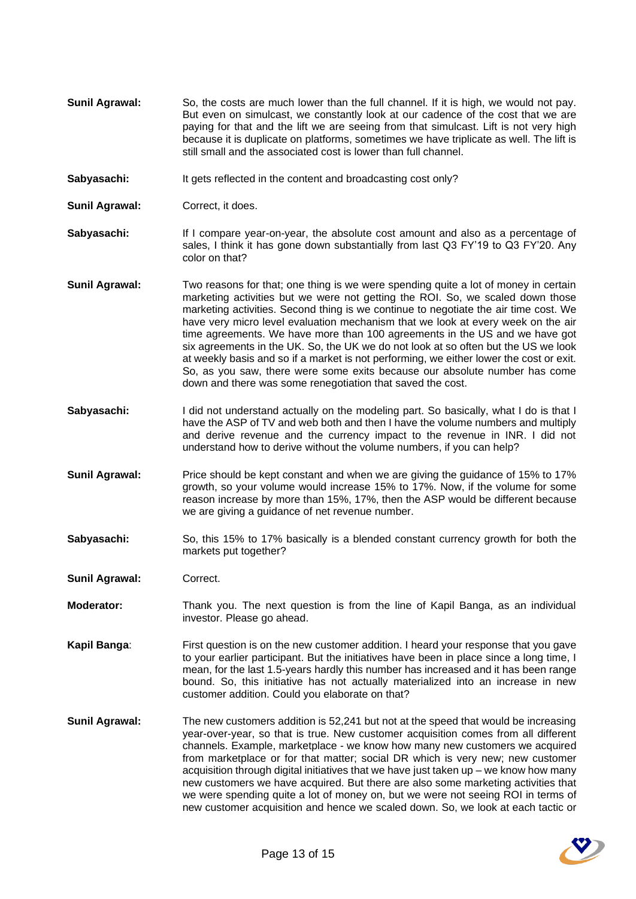**Sunil Agrawal:** So, the costs are much lower than the full channel. If it is high, we would not pay. But even on simulcast, we constantly look at our cadence of the cost that we are paying for that and the lift we are seeing from that simulcast. Lift is not very high because it is duplicate on platforms, sometimes we have triplicate as well. The lift is still small and the associated cost is lower than full channel.

**Sabyasachi:** It gets reflected in the content and broadcasting cost only?

**Sunil Agrawal:** Correct, it does.

**Sabyasachi:** If I compare year-on-year, the absolute cost amount and also as a percentage of sales, I think it has gone down substantially from last Q3 FY'19 to Q3 FY'20. Any color on that?

**Sunil Agrawal:** Two reasons for that; one thing is we were spending quite a lot of money in certain marketing activities but we were not getting the ROI. So, we scaled down those marketing activities. Second thing is we continue to negotiate the air time cost. We have very micro level evaluation mechanism that we look at every week on the air time agreements. We have more than 100 agreements in the US and we have got six agreements in the UK. So, the UK we do not look at so often but the US we look at weekly basis and so if a market is not performing, we either lower the cost or exit. So, as you saw, there were some exits because our absolute number has come down and there was some renegotiation that saved the cost.

**Sabyasachi:** I did not understand actually on the modeling part. So basically, what I do is that I have the ASP of TV and web both and then I have the volume numbers and multiply and derive revenue and the currency impact to the revenue in INR. I did not understand how to derive without the volume numbers, if you can help?

**Sunil Agrawal:** Price should be kept constant and when we are giving the guidance of 15% to 17% growth, so your volume would increase 15% to 17%. Now, if the volume for some reason increase by more than 15%, 17%, then the ASP would be different because we are giving a guidance of net revenue number.

**Sabyasachi:** So, this 15% to 17% basically is a blended constant currency growth for both the markets put together?

**Sunil Agrawal:** Correct.

**Moderator:** Thank you. The next question is from the line of Kapil Banga, as an individual investor. Please go ahead.

**Kapil Banga**: First question is on the new customer addition. I heard your response that you gave to your earlier participant. But the initiatives have been in place since a long time, I mean, for the last 1.5-years hardly this number has increased and it has been range bound. So, this initiative has not actually materialized into an increase in new customer addition. Could you elaborate on that?

**Sunil Agrawal:** The new customers addition is 52,241 but not at the speed that would be increasing year-over-year, so that is true. New customer acquisition comes from all different channels. Example, marketplace - we know how many new customers we acquired from marketplace or for that matter; social DR which is very new; new customer acquisition through digital initiatives that we have just taken up – we know how many new customers we have acquired. But there are also some marketing activities that we were spending quite a lot of money on, but we were not seeing ROI in terms of new customer acquisition and hence we scaled down. So, we look at each tactic or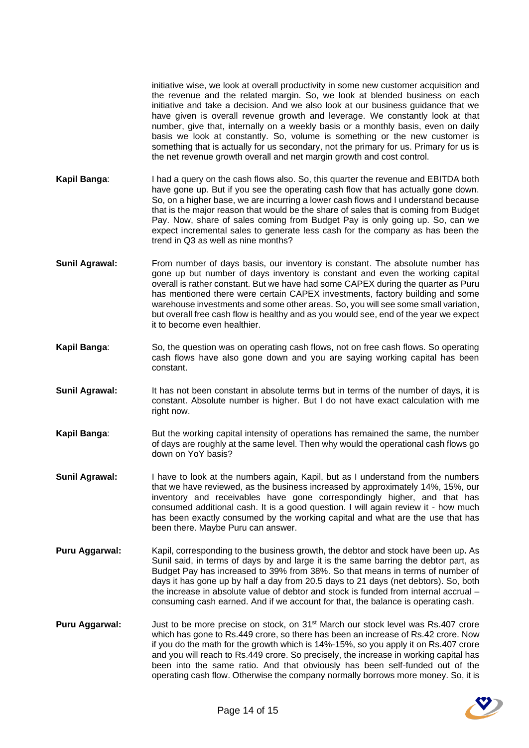initiative wise, we look at overall productivity in some new customer acquisition and the revenue and the related margin. So, we look at blended business on each initiative and take a decision. And we also look at our business guidance that we have given is overall revenue growth and leverage. We constantly look at that number, give that, internally on a weekly basis or a monthly basis, even on daily basis we look at constantly. So, volume is something or the new customer is something that is actually for us secondary, not the primary for us. Primary for us is the net revenue growth overall and net margin growth and cost control.

**Kapil Banga**: I had a query on the cash flows also. So, this quarter the revenue and EBITDA both have gone up. But if you see the operating cash flow that has actually gone down. So, on a higher base, we are incurring a lower cash flows and I understand because that is the major reason that would be the share of sales that is coming from Budget Pay. Now, share of sales coming from Budget Pay is only going up. So, can we expect incremental sales to generate less cash for the company as has been the trend in Q3 as well as nine months?

**Sunil Agrawal:** From number of days basis, our inventory is constant. The absolute number has gone up but number of days inventory is constant and even the working capital overall is rather constant. But we have had some CAPEX during the quarter as Puru has mentioned there were certain CAPEX investments, factory building and some warehouse investments and some other areas. So, you will see some small variation, but overall free cash flow is healthy and as you would see, end of the year we expect it to become even healthier.

**Kapil Banga**: So, the question was on operating cash flows, not on free cash flows. So operating cash flows have also gone down and you are saying working capital has been constant.

**Sunil Agrawal:** It has not been constant in absolute terms but in terms of the number of days, it is constant. Absolute number is higher. But I do not have exact calculation with me right now.

**Kapil Banga**: But the working capital intensity of operations has remained the same, the number of days are roughly at the same level. Then why would the operational cash flows go down on YoY basis?

**Sunil Agrawal:** I have to look at the numbers again, Kapil, but as I understand from the numbers that we have reviewed, as the business increased by approximately 14%, 15%, our inventory and receivables have gone correspondingly higher, and that has consumed additional cash. It is a good question. I will again review it - how much has been exactly consumed by the working capital and what are the use that has been there. Maybe Puru can answer.

**Puru Aggarwal:** Kapil, corresponding to the business growth, the debtor and stock have been up**.** As Sunil said, in terms of days by and large it is the same barring the debtor part, as Budget Pay has increased to 39% from 38%. So that means in terms of number of days it has gone up by half a day from 20.5 days to 21 days (net debtors). So, both the increase in absolute value of debtor and stock is funded from internal accrual – consuming cash earned. And if we account for that, the balance is operating cash.

**Puru Aggarwal:** Just to be more precise on stock, on 31st March our stock level was Rs.407 crore which has gone to Rs.449 crore, so there has been an increase of Rs.42 crore. Now if you do the math for the growth which is 14%-15%, so you apply it on Rs.407 crore and you will reach to Rs.449 crore. So precisely, the increase in working capital has been into the same ratio. And that obviously has been self-funded out of the operating cash flow. Otherwise the company normally borrows more money. So, it is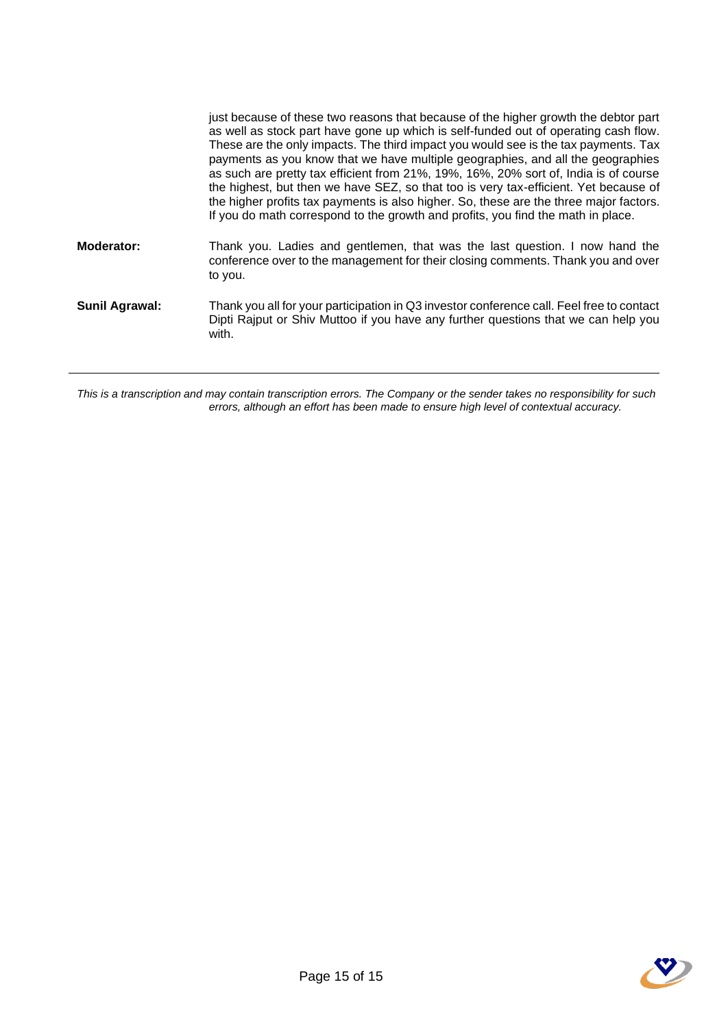just because of these two reasons that because of the higher growth the debtor part as well as stock part have gone up which is self-funded out of operating cash flow. These are the only impacts. The third impact you would see is the tax payments. Tax payments as you know that we have multiple geographies, and all the geographies as such are pretty tax efficient from 21%, 19%, 16%, 20% sort of, India is of course the highest, but then we have SEZ, so that too is very tax-efficient. Yet because of the higher profits tax payments is also higher. So, these are the three major factors. If you do math correspond to the growth and profits, you find the math in place.

**Moderator:** Thank you. Ladies and gentlemen, that was the last question. I now hand the conference over to the management for their closing comments. Thank you and over to you.

**Sunil Agrawal:** Thank you all for your participation in Q3 investor conference call. Feel free to contact Dipti Rajput or Shiv Muttoo if you have any further questions that we can help you with.

---

*This is a transcription and may contain transcription errors. The Company or the sender takes no responsibility for such errors, although an effort has been made to ensure high level of contextual accuracy.*